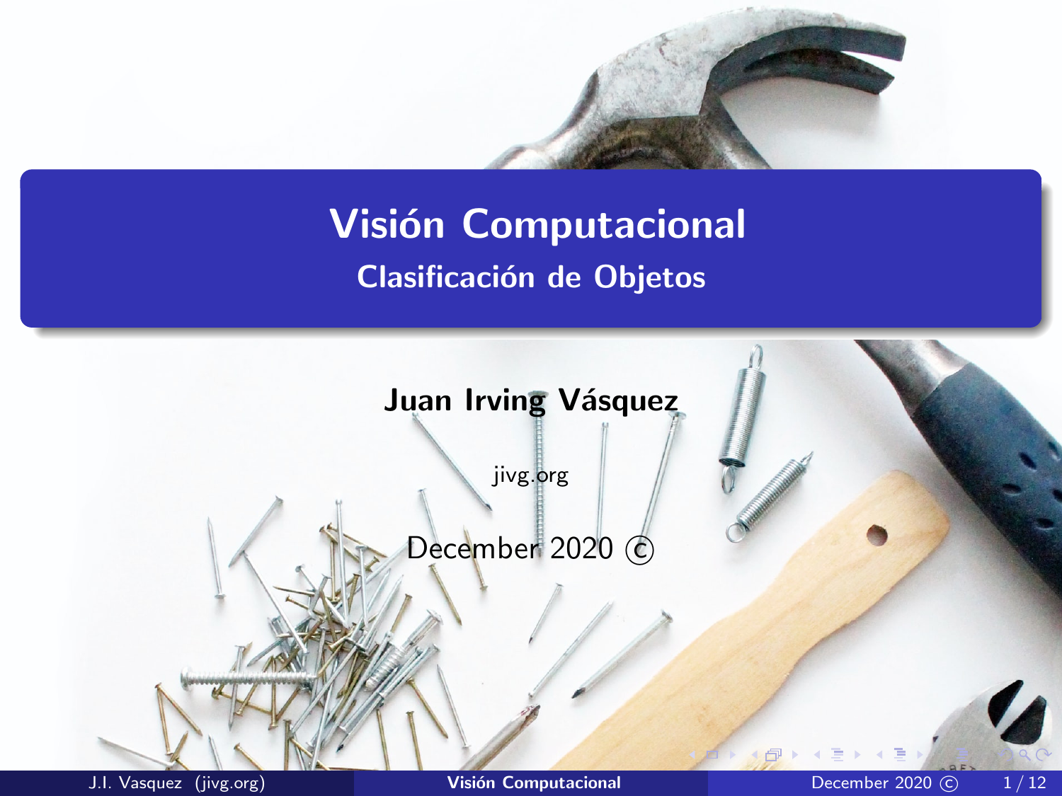# Visión Computacional

## Clasificación de Objetos

**Juan Irving Vásquez**

jivg.org

December 2020 ©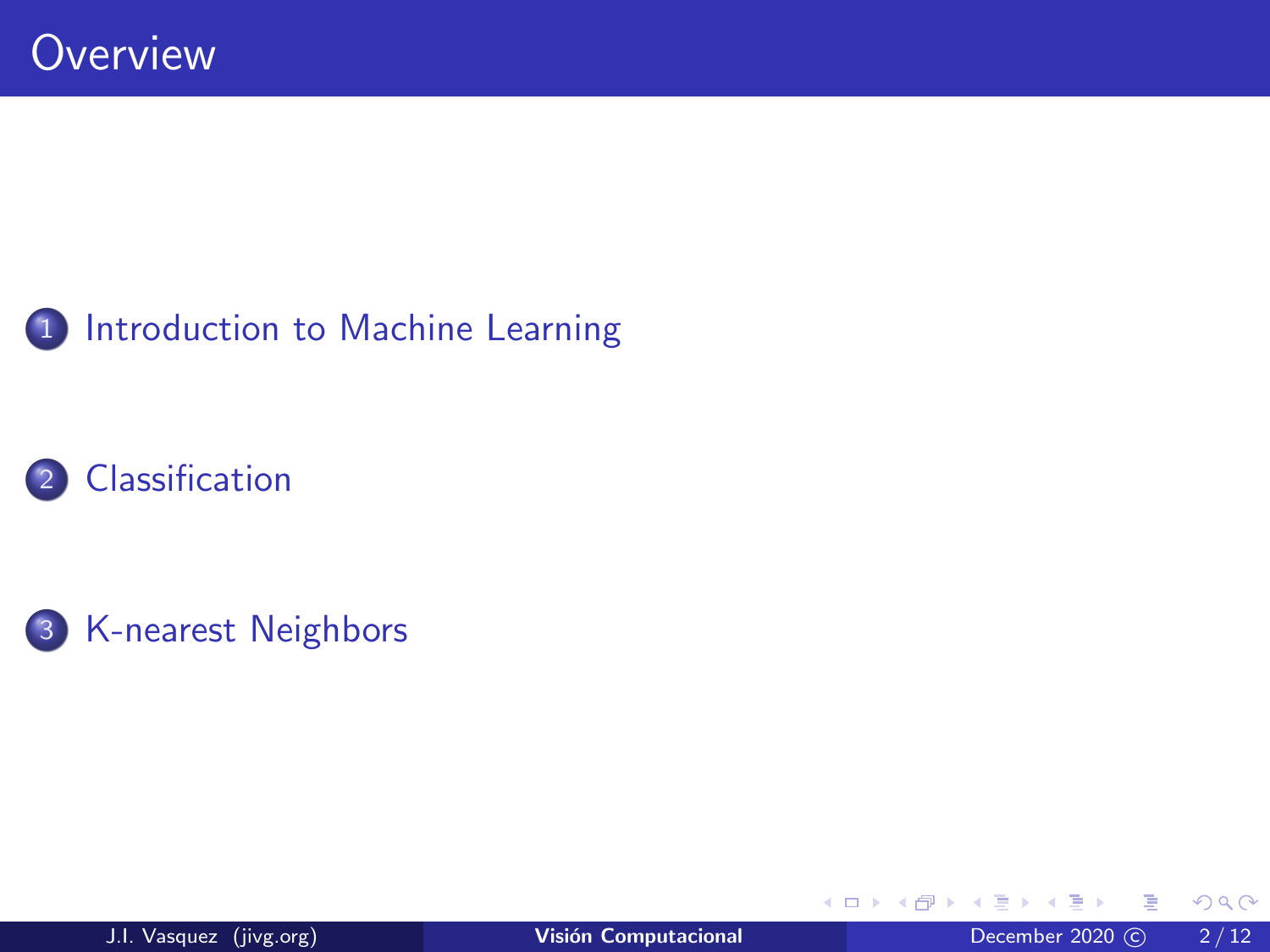# Overview

1. Introduction to Machine Learning
2. Classification
3. K-nearest Neighbors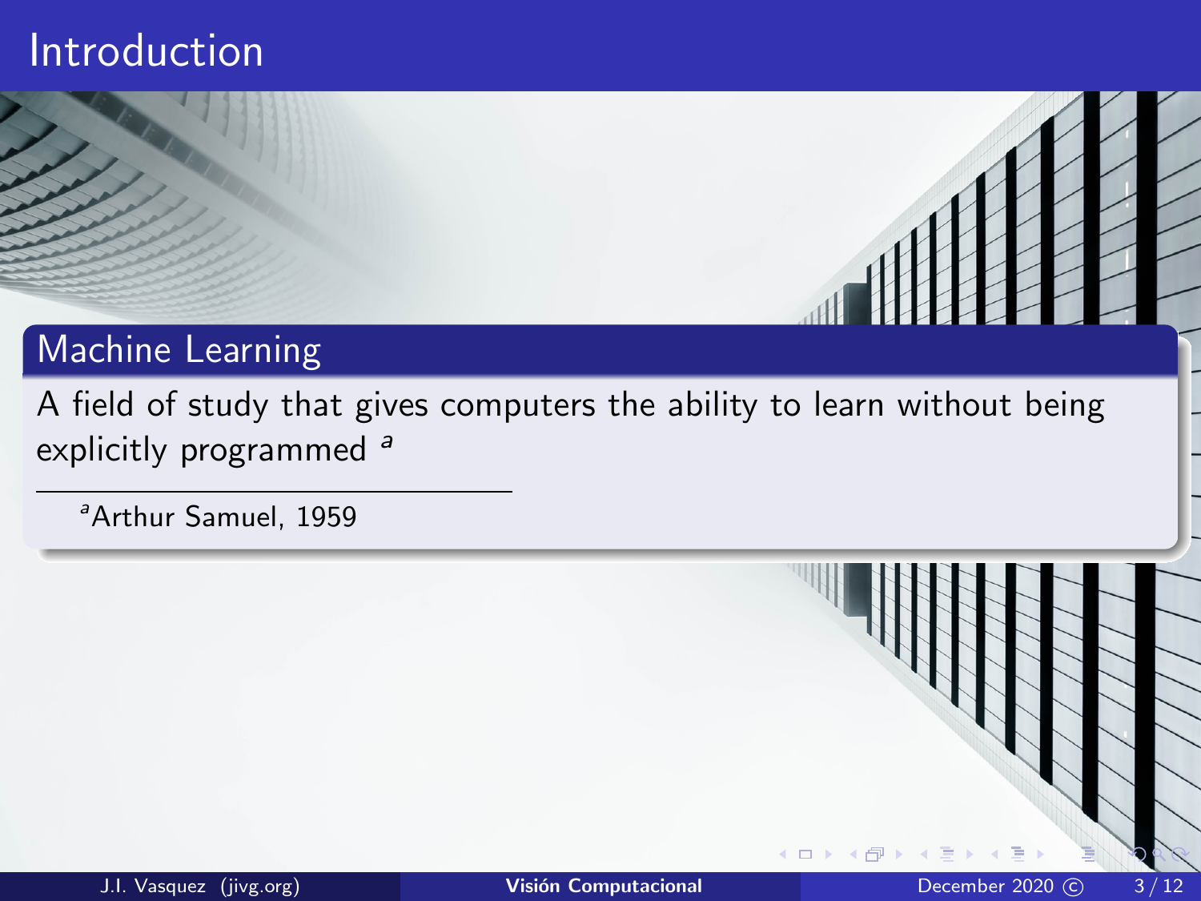# Introduction

## Machine Learning

A field of study that gives computers the ability to learn without being explicitly programmed [a]

[a] Arthur Samuel, 1959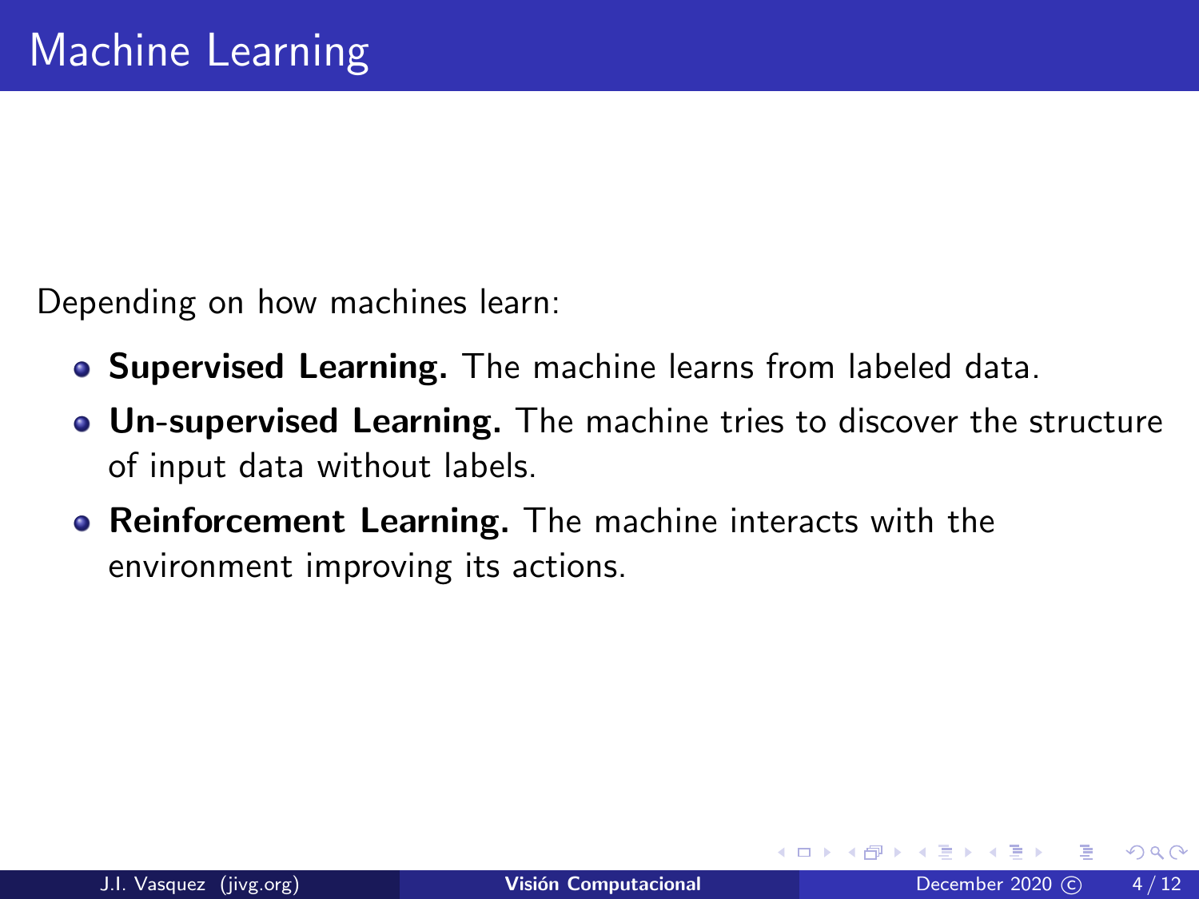# Machine Learning

Depending on how machines learn:

- **Supervised Learning.** The machine learns from labeled data.
- **Un-supervised Learning.** The machine tries to discover the structure of input data without labels.
- **Reinforcement Learning.** The machine interacts with the environment improving its actions.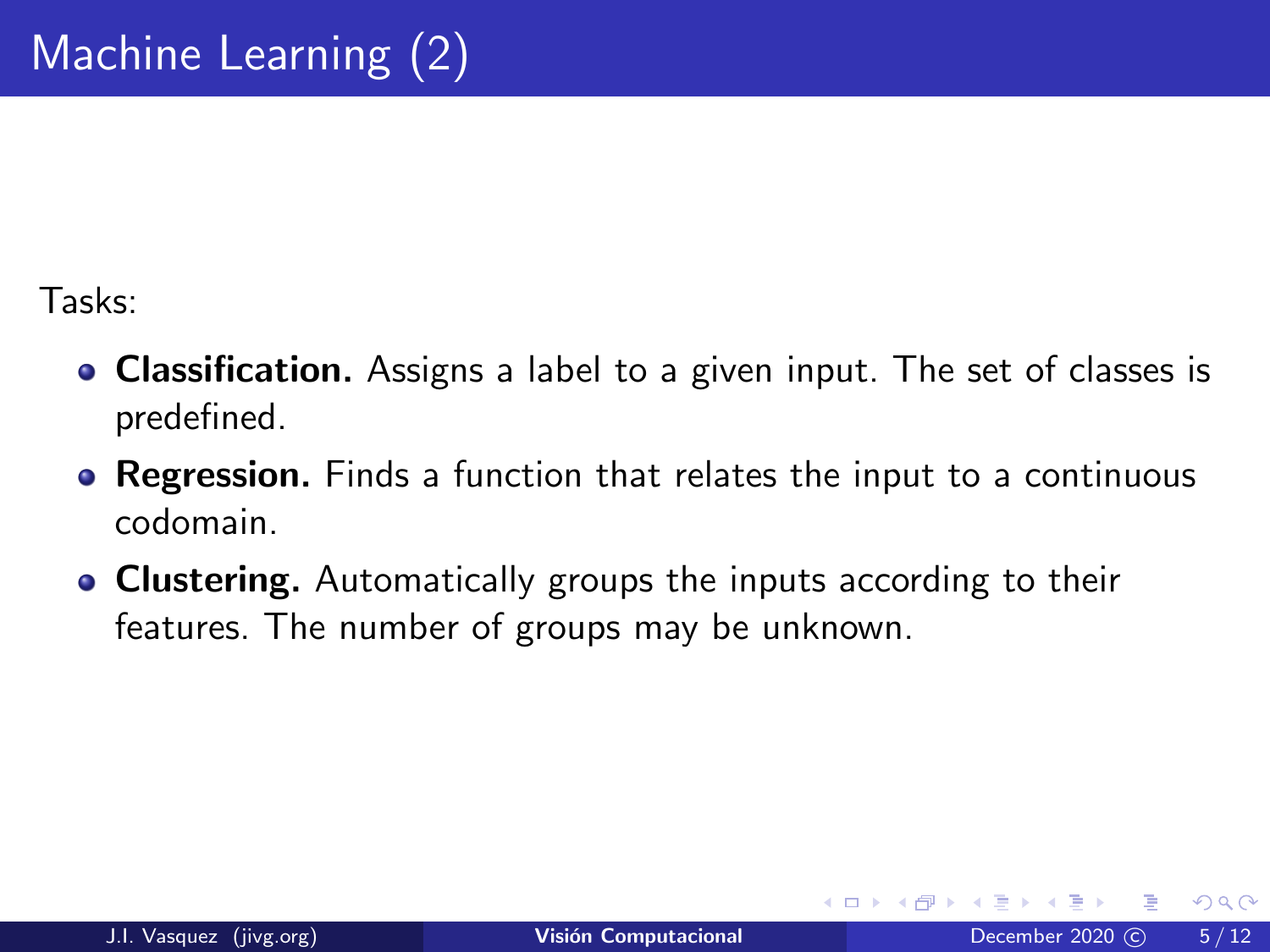# Machine Learning (2)

Tasks:

- **Classification.** Assigns a label to a given input. The set of classes is predefined.
- **Regression.** Finds a function that relates the input to a continuous codomain.
- **Clustering.** Automatically groups the inputs according to their features. The number of groups may be unknown.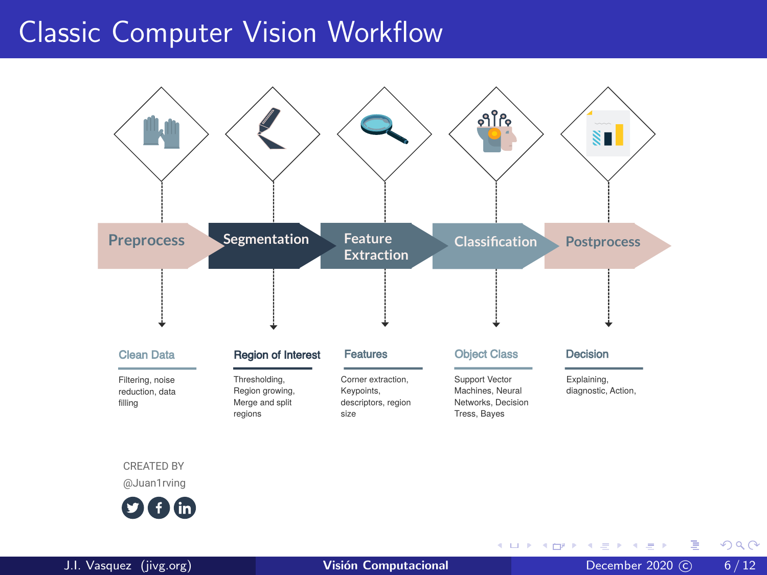# Classic Computer Vision Workflow

Preprocess → Segmentation → Feature Extraction → Classification → Postprocess

**Clean Data**

Filtering, noise reduction, data filling

**Region of Interest**

Thresholding, Region growing, Merge and split regions

**Features**

Corner extraction, Keypoints, descriptors, region size

**Object Class**

Support Vector Machines, Neural Networks, Decision Tress, Bayes

**Decision**

Explaining, diagnostic, Action,

CREATED BY
@Juan1rving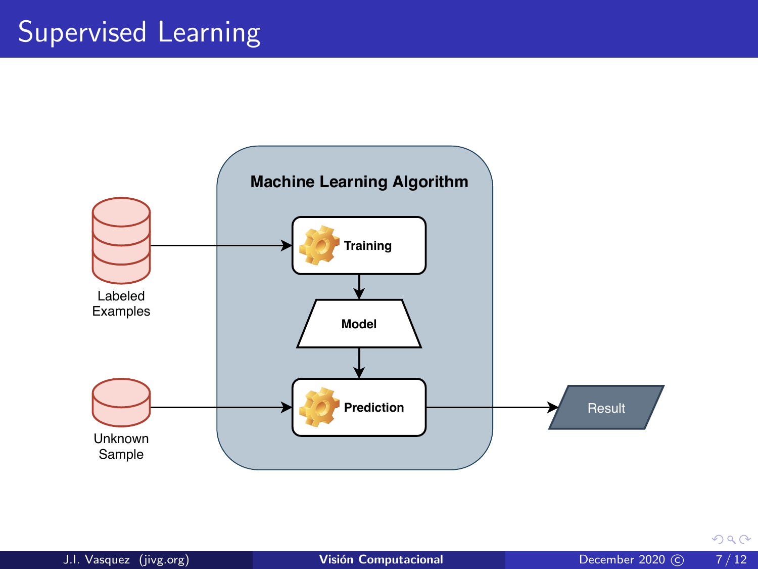# Supervised Learning

Machine Learning Algorithm

Labeled Examples

Training

Model

Unknown Sample

Prediction

Result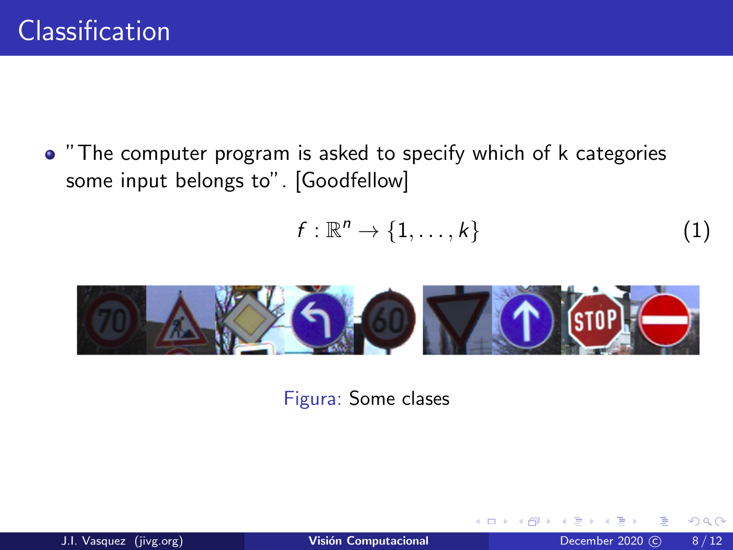# Classification

- "The computer program is asked to specify which of k categories some input belongs to". [Goodfellow]

$$f : \mathbb{R}^n \rightarrow \{1, \ldots, k\} \quad (1)$$

Figura: Some clases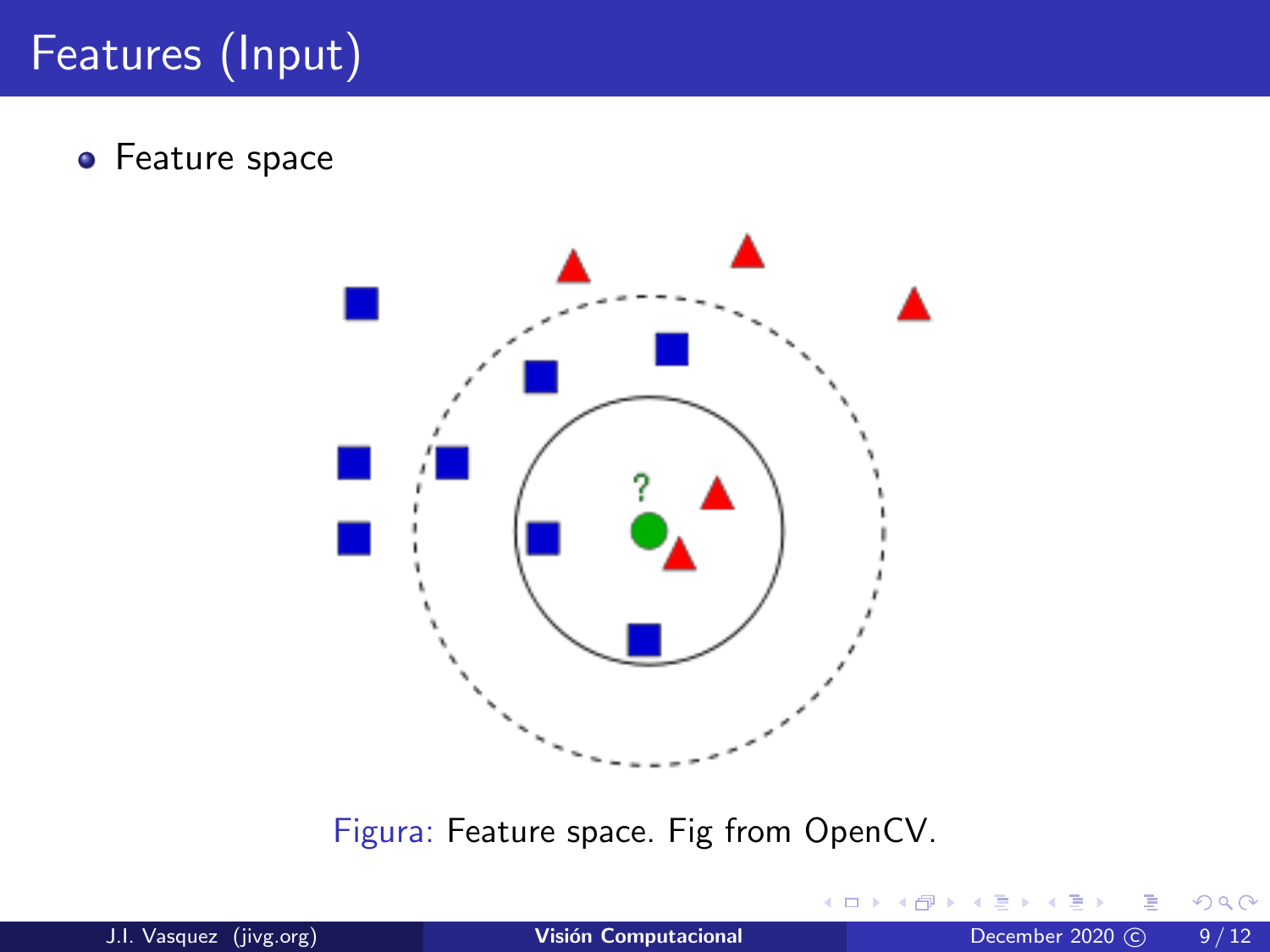# Features (Input)

- Feature space

Figura: Feature space. Fig from OpenCV.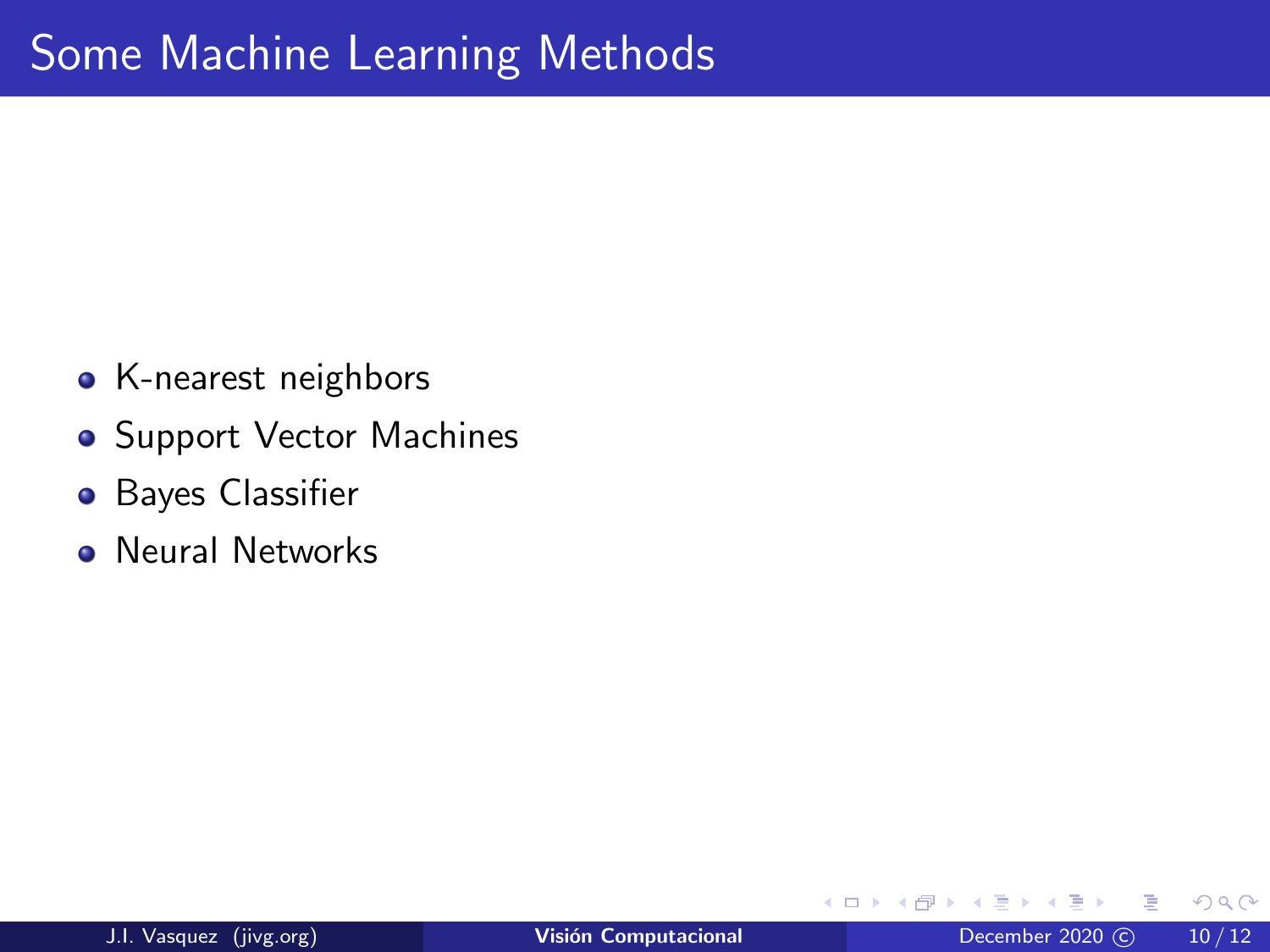# Some Machine Learning Methods

- K-nearest neighbors
- Support Vector Machines
- Bayes Classifier
- Neural Networks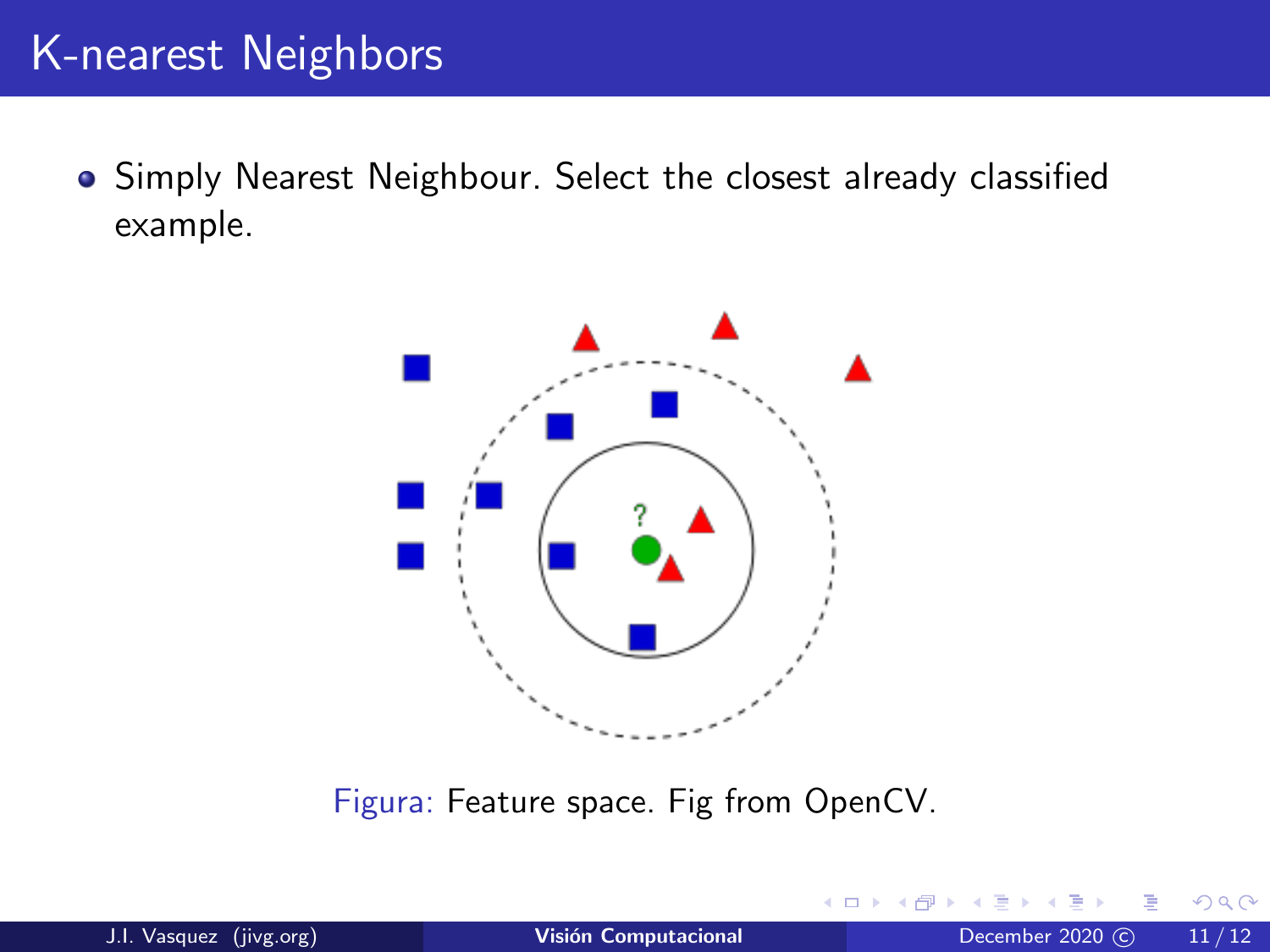# K-nearest Neighbors

- Simply Nearest Neighbour. Select the closest already classified example.

Figura: Feature space. Fig from OpenCV.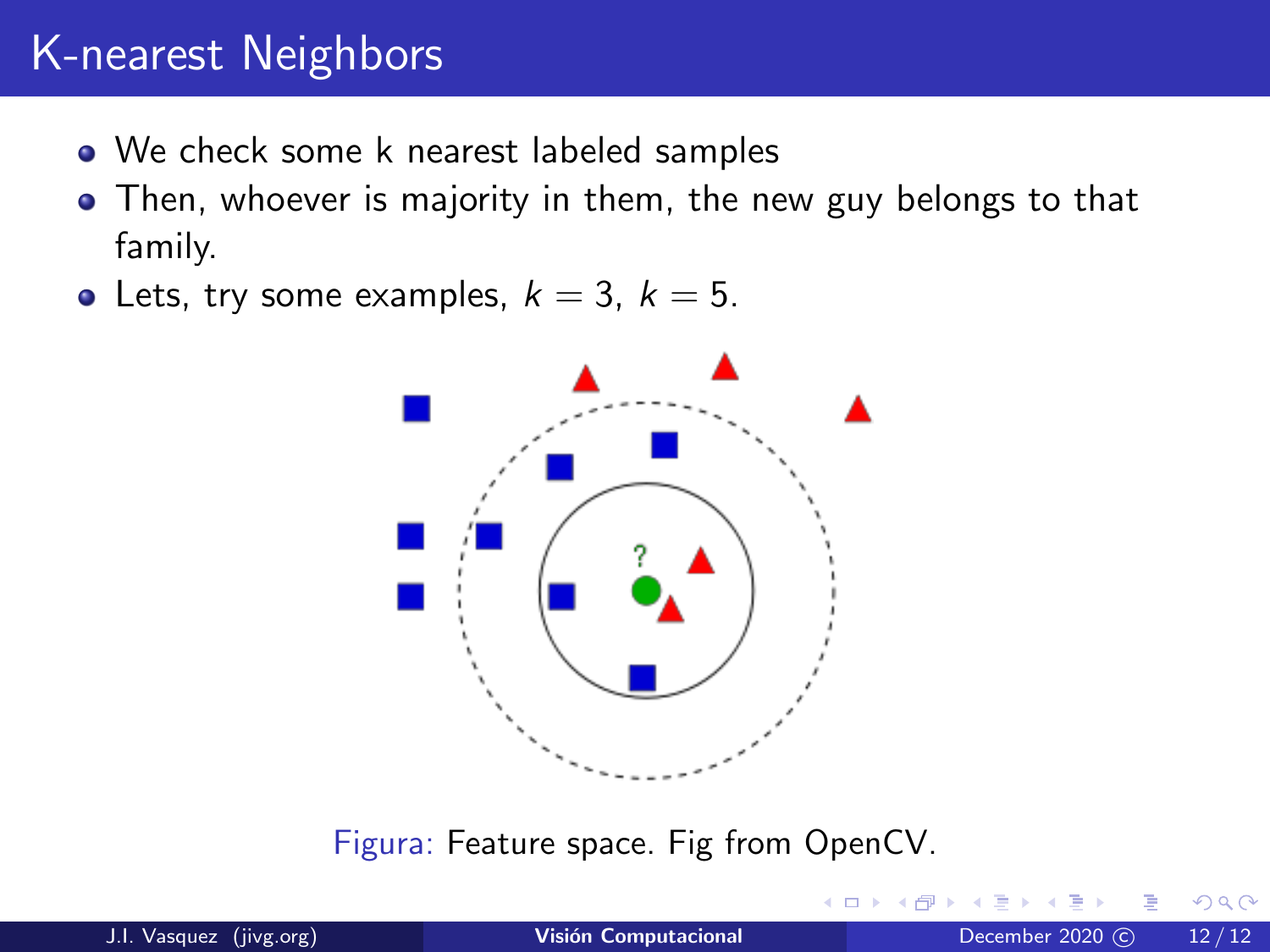# K-nearest Neighbors

- We check some k nearest labeled samples
- Then, whoever is majority in them, the new guy belongs to that family.
- Lets, try some examples, $k = 3$, $k = 5$.

?

Figura: Feature space. Fig from OpenCV.